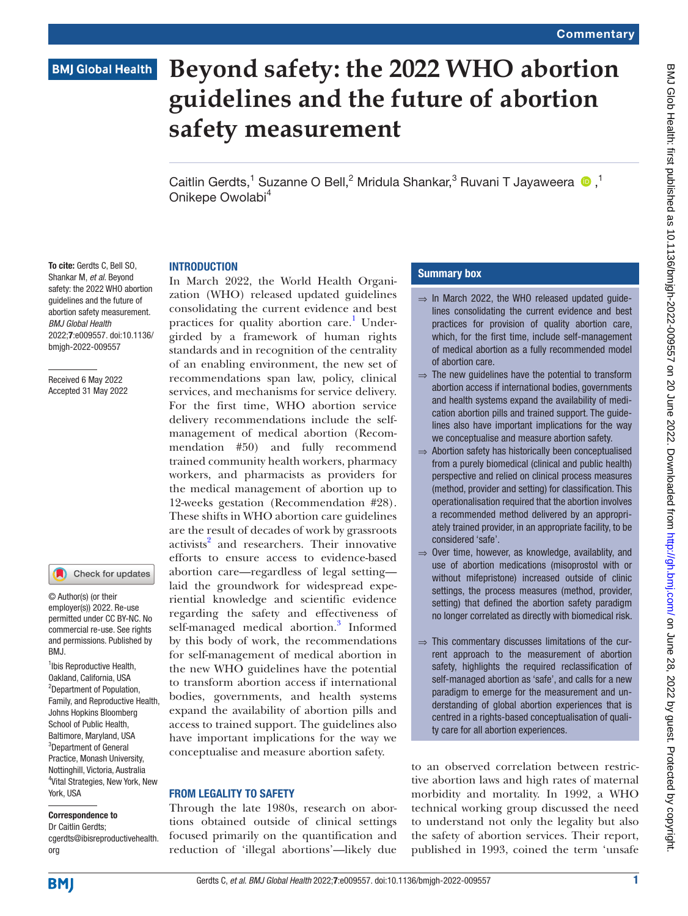Commentary

# Beyond safety: the 2022 WHO abortion guidelines and the future of abortion safety measurement

Caitlin Gerdts,[1] Suzanne O Bell,[2] Mridula Shankar,[3] Ruvani T Jayaweera ,[1] Onikepe Owolabi[4]

**To cite:** Gerdts C, Bell SO, Shankar M, *et al*. Beyond safety: the 2022 WHO abortion guidelines and the future of abortion safety measurement. *BMJ Global Health* 2022;**7**:e009557. doi:10.1136/bmjgh-2022-009557

Received 6 May 2022
Accepted 31 May 2022

© Author(s) (or their employer(s)) 2022. Re-use permitted under CC BY-NC. No commercial re-use. See rights and permissions. Published by BMJ.

[1]Ibis Reproductive Health, Oakland, California, USA
[2]Department of Population, Family, and Reproductive Health, Johns Hopkins Bloomberg School of Public Health, Baltimore, Maryland, USA
[3]Department of General Practice, Monash University, Nottinghill, Victoria, Australia
[4]Vital Strategies, New York, New York, USA

**Correspondence to**
Dr Caitlin Gerdts;
cgerdts@ibisreproductivehealth.org

## Summary box

- ⇒ In March 2022, the WHO released updated guidelines consolidating the current evidence and best practices for provision of quality abortion care, which, for the first time, include self-management of medical abortion as a fully recommended model of abortion care.
- ⇒ The new guidelines have the potential to transform abortion access if international bodies, governments and health systems expand the availability of medication abortion pills and trained support. The guidelines also have important implications for the way we conceptualise and measure abortion safety.
- ⇒ Abortion safety has historically been conceptualised from a purely biomedical (clinical and public health) perspective and relied on clinical process measures (method, provider and setting) for classification. This operationalisation required that the abortion involves a recommended method delivered by an appropriately trained provider, in an appropriate facility, to be considered 'safe'.
- ⇒ Over time, however, as knowledge, availablity, and use of abortion medications (misoprostol with or without mifepristone) increased outside of clinic settings, the process measures (method, provider, setting) that defined the abortion safety paradigm no longer correlated as directly with biomedical risk.
- ⇒ This commentary discusses limitations of the current approach to the measurement of abortion safety, highlights the required reclassification of self-managed abortion as 'safe', and calls for a new paradigm to emerge for the measurement and understanding of global abortion experiences that is centred in a rights-based conceptualisation of quality care for all abortion experiences.

## INTRODUCTION

In March 2022, the World Health Organization (WHO) released updated guidelines consolidating the current evidence and best practices for quality abortion care.[1] Undergirded by a framework of human rights standards and in recognition of the centrality of an enabling environment, the new set of recommendations span law, policy, clinical services, and mechanisms for service delivery. For the first time, WHO abortion service delivery recommendations include the self-management of medical abortion (Recommendation #50) and fully recommend trained community health workers, pharmacy workers, and pharmacists as providers for the medical management of abortion up to 12-weeks gestation (Recommendation #28). These shifts in WHO abortion care guidelines are the result of decades of work by grassroots activists[2] and researchers. Their innovative efforts to ensure access to evidence-based abortion care—regardless of legal setting—laid the groundwork for widespread experiential knowledge and scientific evidence regarding the safety and effectiveness of self-managed medical abortion.[3] Informed by this body of work, the recommendations for self-management of medical abortion in the new WHO guidelines have the potential to transform abortion access if international bodies, governments, and health systems expand the availability of abortion pills and access to trained support. The guidelines also have important implications for the way we conceptualise and measure abortion safety.

## FROM LEGALITY TO SAFETY

Through the late 1980s, research on abortions obtained outside of clinical settings focused primarily on the quantification and reduction of 'illegal abortions'—likely due to an observed correlation between restrictive abortion laws and high rates of maternal morbidity and mortality. In 1992, a WHO technical working group discussed the need to understand not only the legality but also the safety of abortion services. Their report, published in 1993, coined the term 'unsafe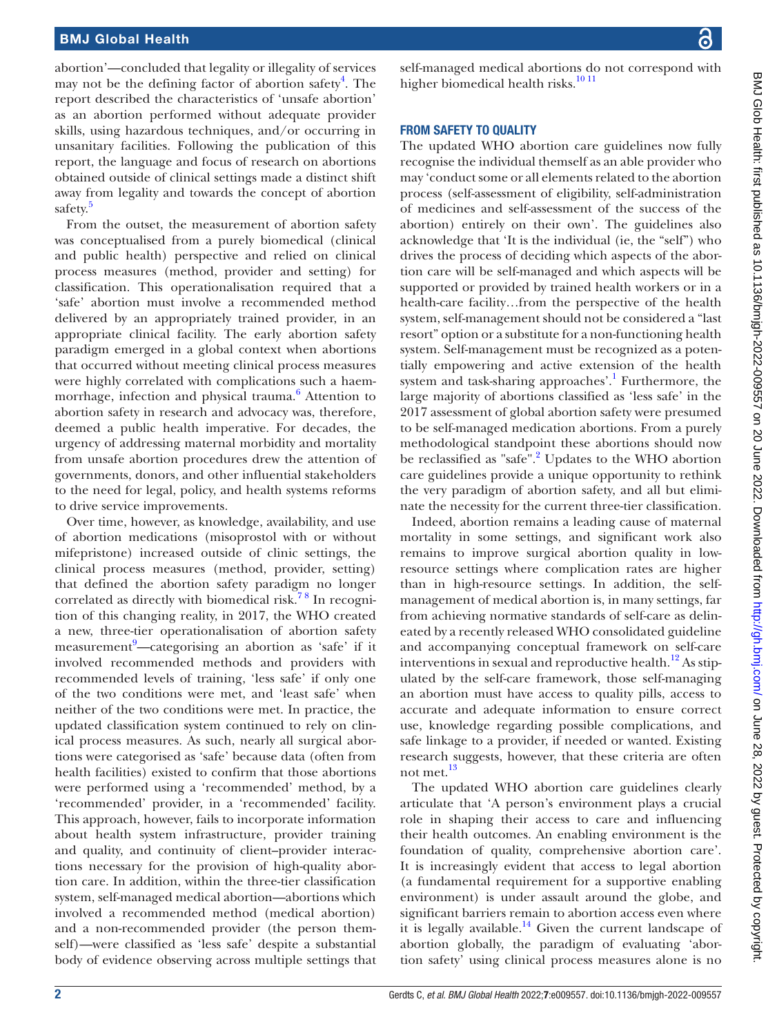abortion'—concluded that legality or illegality of services may not be the defining factor of abortion safety[4]. The report described the characteristics of 'unsafe abortion' as an abortion performed without adequate provider skills, using hazardous techniques, and/or occurring in unsanitary facilities. Following the publication of this report, the language and focus of research on abortions obtained outside of clinical settings made a distinct shift away from legality and towards the concept of abortion safety.[5]

From the outset, the measurement of abortion safety was conceptualised from a purely biomedical (clinical and public health) perspective and relied on clinical process measures (method, provider and setting) for classification. This operationalisation required that a 'safe' abortion must involve a recommended method delivered by an appropriately trained provider, in an appropriate clinical facility. The early abortion safety paradigm emerged in a global context when abortions that occurred without meeting clinical process measures were highly correlated with complications such a haemmorrhage, infection and physical trauma.[6] Attention to abortion safety in research and advocacy was, therefore, deemed a public health imperative. For decades, the urgency of addressing maternal morbidity and mortality from unsafe abortion procedures drew the attention of governments, donors, and other influential stakeholders to the need for legal, policy, and health systems reforms to drive service improvements.

Over time, however, as knowledge, availability, and use of abortion medications (misoprostol with or without mifepristone) increased outside of clinic settings, the clinical process measures (method, provider, setting) that defined the abortion safety paradigm no longer correlated as directly with biomedical risk.[7 8] In recognition of this changing reality, in 2017, the WHO created a new, three-tier operationalisation of abortion safety measurement[9]—categorising an abortion as 'safe' if it involved recommended methods and providers with recommended levels of training, 'less safe' if only one of the two conditions were met, and 'least safe' when neither of the two conditions were met. In practice, the updated classification system continued to rely on clinical process measures. As such, nearly all surgical abortions were categorised as 'safe' because data (often from health facilities) existed to confirm that those abortions were performed using a 'recommended' method, by a 'recommended' provider, in a 'recommended' facility. This approach, however, fails to incorporate information about health system infrastructure, provider training and quality, and continuity of client–provider interactions necessary for the provision of high-quality abortion care. In addition, within the three-tier classification system, self-managed medical abortion—abortions which involved a recommended method (medical abortion) and a non-recommended provider (the person themself)—were classified as 'less safe' despite a substantial body of evidence observing across multiple settings that self-managed medical abortions do not correspond with higher biomedical health risks.[10 11]

## FROM SAFETY TO QUALITY

The updated WHO abortion care guidelines now fully recognise the individual themself as an able provider who may 'conduct some or all elements related to the abortion process (self-assessment of eligibility, self-administration of medicines and self-assessment of the success of the abortion) entirely on their own'. The guidelines also acknowledge that 'It is the individual (ie, the "self") who drives the process of deciding which aspects of the abortion care will be self-managed and which aspects will be supported or provided by trained health workers or in a health-care facility…from the perspective of the health system, self-management should not be considered a "last resort" option or a substitute for a non-functioning health system. Self-management must be recognized as a potentially empowering and active extension of the health system and task-sharing approaches'.[1] Furthermore, the large majority of abortions classified as 'less safe' in the 2017 assessment of global abortion safety were presumed to be self-managed medication abortions. From a purely methodological standpoint these abortions should now be reclassified as "safe".[2] Updates to the WHO abortion care guidelines provide a unique opportunity to rethink the very paradigm of abortion safety, and all but eliminate the necessity for the current three-tier classification.

Indeed, abortion remains a leading cause of maternal mortality in some settings, and significant work also remains to improve surgical abortion quality in low-resource settings where complication rates are higher than in high-resource settings. In addition, the self-management of medical abortion is, in many settings, far from achieving normative standards of self-care as delineated by a recently released WHO consolidated guideline and accompanying conceptual framework on self-care interventions in sexual and reproductive health.[12] As stipulated by the self-care framework, those self-managing an abortion must have access to quality pills, access to accurate and adequate information to ensure correct use, knowledge regarding possible complications, and safe linkage to a provider, if needed or wanted. Existing research suggests, however, that these criteria are often not met.[13]

The updated WHO abortion care guidelines clearly articulate that 'A person's environment plays a crucial role in shaping their access to care and influencing their health outcomes. An enabling environment is the foundation of quality, comprehensive abortion care'. It is increasingly evident that access to legal abortion (a fundamental requirement for a supportive enabling environment) is under assault around the globe, and significant barriers remain to abortion access even where it is legally available.[14] Given the current landscape of abortion globally, the paradigm of evaluating 'abortion safety' using clinical process measures alone is no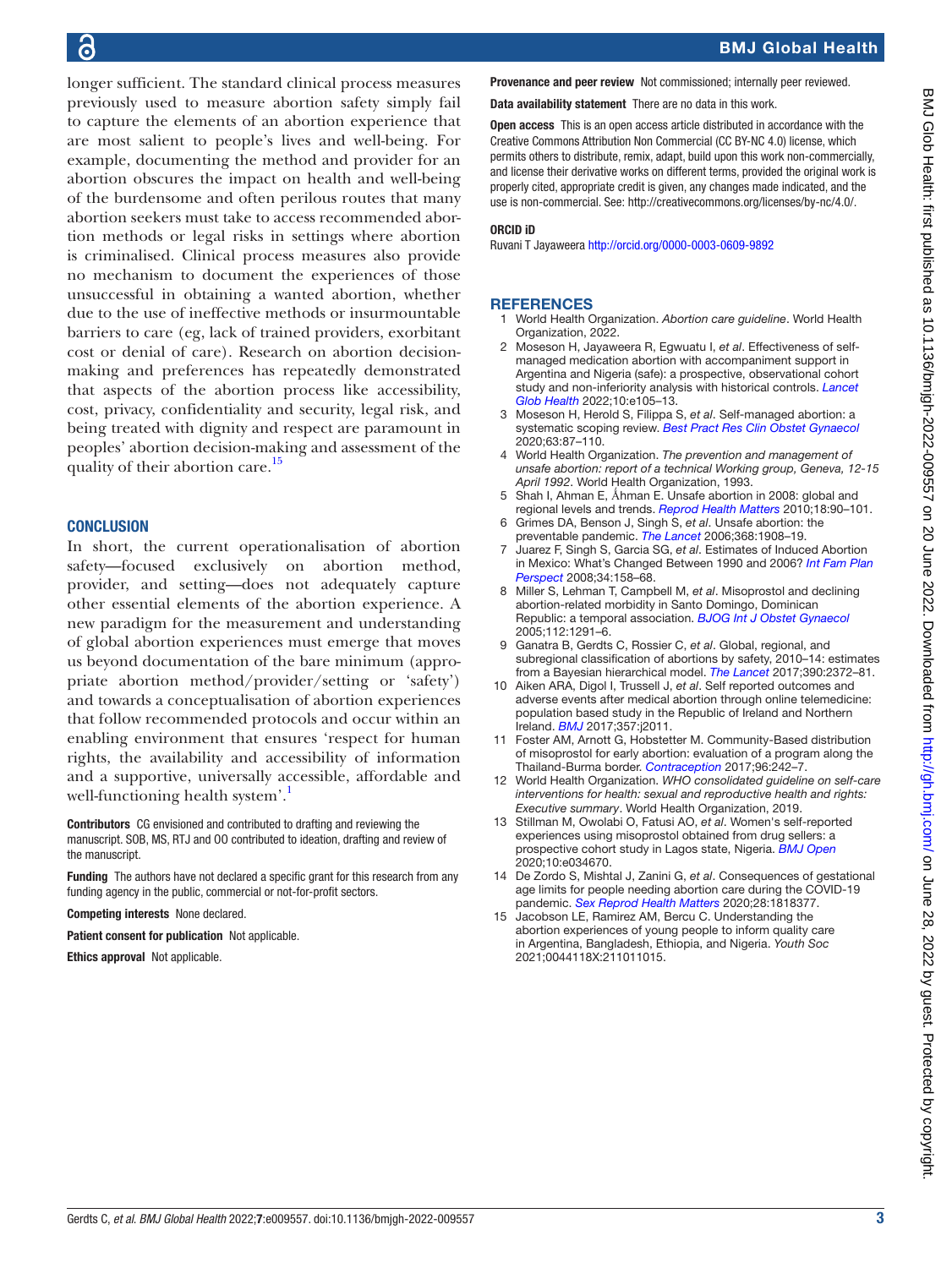longer sufficient. The standard clinical process measures previously used to measure abortion safety simply fail to capture the elements of an abortion experience that are most salient to people's lives and well-being. For example, documenting the method and provider for an abortion obscures the impact on health and well-being of the burdensome and often perilous routes that many abortion seekers must take to access recommended abortion methods or legal risks in settings where abortion is criminalised. Clinical process measures also provide no mechanism to document the experiences of those unsuccessful in obtaining a wanted abortion, whether due to the use of ineffective methods or insurmountable barriers to care (eg, lack of trained providers, exorbitant cost or denial of care). Research on abortion decision-making and preferences has repeatedly demonstrated that aspects of the abortion process like accessibility, cost, privacy, confidentiality and security, legal risk, and being treated with dignity and respect are paramount in peoples' abortion decision-making and assessment of the quality of their abortion care.[15]

## CONCLUSION

In short, the current operationalisation of abortion safety—focused exclusively on abortion method, provider, and setting—does not adequately capture other essential elements of the abortion experience. A new paradigm for the measurement and understanding of global abortion experiences must emerge that moves us beyond documentation of the bare minimum (appropriate abortion method/provider/setting or 'safety') and towards a conceptualisation of abortion experiences that follow recommended protocols and occur within an enabling environment that ensures 'respect for human rights, the availability and accessibility of information and a supportive, universally accessible, affordable and well-functioning health system'.[1]

**Contributors** CG envisioned and contributed to drafting and reviewing the manuscript. SOB, MS, RTJ and OO contributed to ideation, drafting and review of the manuscript.

**Funding** The authors have not declared a specific grant for this research from any funding agency in the public, commercial or not-for-profit sectors.

**Competing interests** None declared.

**Patient consent for publication** Not applicable.

**Ethics approval** Not applicable.

**Provenance and peer review** Not commissioned; internally peer reviewed.

**Data availability statement** There are no data in this work.

**Open access** This is an open access article distributed in accordance with the Creative Commons Attribution Non Commercial (CC BY-NC 4.0) license, which permits others to distribute, remix, adapt, build upon this work non-commercially, and license their derivative works on different terms, provided the original work is properly cited, appropriate credit is given, any changes made indicated, and the use is non-commercial. See: http://creativecommons.org/licenses/by-nc/4.0/.

**ORCID iD**

Ruvani T Jayaweera http://orcid.org/0000-0003-0609-9892

## REFERENCES

1. World Health Organization. *Abortion care guideline*. World Health Organization, 2022.
2. Moseson H, Jayaweera R, Egwuatu I, *et al*. Effectiveness of self-managed medication abortion with accompaniment support in Argentina and Nigeria (safe): a prospective, observational cohort study and non-inferiority analysis with historical controls. *Lancet Glob Health* 2022;10:e105–13.
3. Moseson H, Herold S, Filippa S, *et al*. Self-managed abortion: a systematic scoping review. *Best Pract Res Clin Obstet Gynaecol* 2020;63:87–110.
4. World Health Organization. *The prevention and management of unsafe abortion: report of a technical Working group, Geneva, 12-15 April 1992*. World Health Organization, 1993.
5. Shah I, Ahman E, Åhman E. Unsafe abortion in 2008: global and regional levels and trends. *Reprod Health Matters* 2010;18:90–101.
6. Grimes DA, Benson J, Singh S, *et al*. Unsafe abortion: the preventable pandemic. *The Lancet* 2006;368:1908–19.
7. Juarez F, Singh S, Garcia SG, *et al*. Estimates of Induced Abortion in Mexico: What's Changed Between 1990 and 2006? *Int Fam Plan Perspect* 2008;34:158–68.
8. Miller S, Lehman T, Campbell M, *et al*. Misoprostol and declining abortion-related morbidity in Santo Domingo, Dominican Republic: a temporal association. *BJOG Int J Obstet Gynaecol* 2005;112:1291–6.
9. Ganatra B, Gerdts C, Rossier C, *et al*. Global, regional, and subregional classification of abortions by safety, 2010–14: estimates from a Bayesian hierarchical model. *The Lancet* 2017;390:2372–81.
10. Aiken ARA, Digol I, Trussell J, *et al*. Self reported outcomes and adverse events after medical abortion through online telemedicine: population based study in the Republic of Ireland and Northern Ireland. *BMJ* 2017;357:j2011.
11. Foster AM, Arnott G, Hobstetter M. Community-Based distribution of misoprostol for early abortion: evaluation of a program along the Thailand-Burma border. *Contraception* 2017;96:242–7.
12. World Health Organization. *WHO consolidated guideline on self-care interventions for health: sexual and reproductive health and rights: Executive summary*. World Health Organization, 2019.
13. Stillman M, Owolabi O, Fatusi AO, *et al*. Women's self-reported experiences using misoprostol obtained from drug sellers: a prospective cohort study in Lagos state, Nigeria. *BMJ Open* 2020;10:e034670.
14. De Zordo S, Mishtal J, Zanini G, *et al*. Consequences of gestational age limits for people needing abortion care during the COVID-19 pandemic. *Sex Reprod Health Matters* 2020;28:1818377.
15. Jacobson LE, Ramirez AM, Bercu C. Understanding the abortion experiences of young people to inform quality care in Argentina, Bangladesh, Ethiopia, and Nigeria. *Youth Soc* 2021;0044118X:211011015.